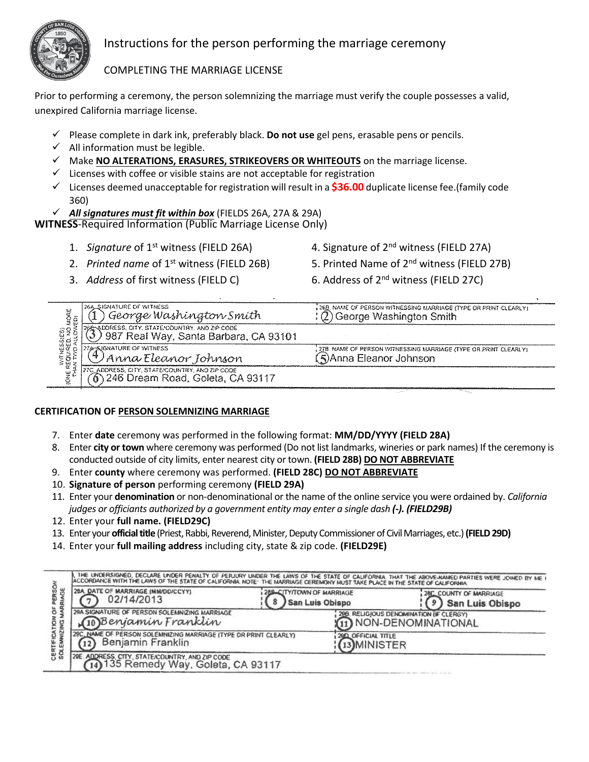# Instructions for the person performing the marriage ceremony

## COMPLETING THE MARRIAGE LICENSE

Prior to performing a ceremony, the person solemnizing the marriage must verify the couple possesses a valid, unexpired California marriage license.

- ✓ Please complete in dark ink, preferably black. **Do not use** gel pens, erasable pens or pencils.
- ✓ All information must be legible.
- ✓ Make **NO ALTERATIONS, ERASURES, STRIKEOVERS OR WHITEOUTS** on the marriage license.
- ✓ Licenses with coffee or visible stains are not acceptable for registration
- ✓ Licenses deemed unacceptable for registration will result in a **$36.00** duplicate license fee.(family code 360)
- ✓ ***All signatures must fit within box*** (FIELDS 26A, 27A & 29A)

**WITNESS**-Required Information (Public Marriage License Only)

1. *Signature* of 1st witness (FIELD 26A)
2. *Printed name* of 1st witness (FIELD 26B)
3. *Address* of first witness (FIELD C)
4. Signature of 2nd witness (FIELD 27A)
5. Printed Name of 2nd witness (FIELD 27B)
6. Address of 2nd witness (FIELD 27C)

| WITNESS(ES) (ONE REQUIRED, NO MORE THAN TWO ALLOWED) | | |
|---|---|---|
| | 26A. SIGNATURE OF WITNESS ① George Washington Smith | 26B. NAME OF PERSON WITNESSING MARRIAGE (TYPE OR PRINT CLEARLY) ② George Washington Smith |
| | 26C. ADDRESS, CITY, STATE/COUNTRY, AND ZIP CODE ③ 987 Real Way, Santa Barbara, CA 93101 | |
| | 27A. SIGNATURE OF WITNESS ④ Anna Eleanor Johnson | 27B. NAME OF PERSON WITNESSING MARRIAGE (TYPE OR PRINT CLEARLY) ⑤ Anna Eleanor Johnson |
| | 27C. ADDRESS, CITY, STATE/COUNTRY, AND ZIP CODE ⑥ 246 Dream Road, Goleta, CA 93117 | |

**CERTIFICATION OF PERSON SOLEMNIZING MARRIAGE**

7. Enter **date** ceremony was performed in the following format: **MM/DD/YYYY (FIELD 28A)**
8. Enter **city or town** where ceremony was performed (Do not list landmarks, wineries or park names) If the ceremony is conducted outside of city limits, enter nearest city or town. **(FIELD 28B) DO NOT ABBREVIATE**
9. Enter **county** where ceremony was performed. **(FIELD 28C) DO NOT ABBREVIATE**
10. **Signature of person** performing ceremony **(FIELD 29A)**
11. Enter your **denomination** or non-denominational or the name of the online service you were ordained by. *California judges or officiants authorized by a government entity may enter a single dash **(-)**. **(FIELD29B)***
12. Enter your **full name. (FIELD29C)**
13. Enter your **official title** (Priest, Rabbi, Reverend, Minister, Deputy Commissioner of Civil Marriages, etc.) **(FIELD 29D)**
14. Enter your **full mailing address** including city, state & zip code. **(FIELD29E)**

| CERTIFICATION OF PERSON SOLEMNIZING MARRIAGE | I, THE UNDERSIGNED, DECLARE UNDER PENALTY OF PERJURY UNDER THE LAWS OF THE STATE OF CALIFORNIA THAT THE ABOVE-NAMED PARTIES WERE JOINED BY ME IN ACCORDANCE WITH THE LAWS OF THE STATE OF CALIFORNIA. NOTE: THE MARRIAGE CEREMONY MUST TAKE PLACE IN THE STATE OF CALIFORNIA. | | |
|---|---|---|---|
| | 28A. DATE OF MARRIAGE (MM/DD/CCYY) ⑦ 02/14/2013 | 28B. CITY/TOWN OF MARRIAGE ⑧ San Luis Obispo | 28C. COUNTY OF MARRIAGE ⑨ San Luis Obispo |
| | 29A. SIGNATURE OF PERSON SOLEMNIZING MARRIAGE ⑩ Benjamin Franklin | 29B. RELIGIOUS DENOMINATION (IF CLERGY) ⑪ NON-DENOMINATIONAL | |
| | 29C. NAME OF PERSON SOLEMNIZING MARRIAGE (TYPE OR PRINT CLEARLY) ⑫ Benjamin Franklin | 29D. OFFICIAL TITLE ⑬ MINISTER | |
| | 29E. ADDRESS, CITY, STATE/COUNTRY, AND ZIP CODE ⑭ 135 Remedy Way, Goleta, CA 93117 | | |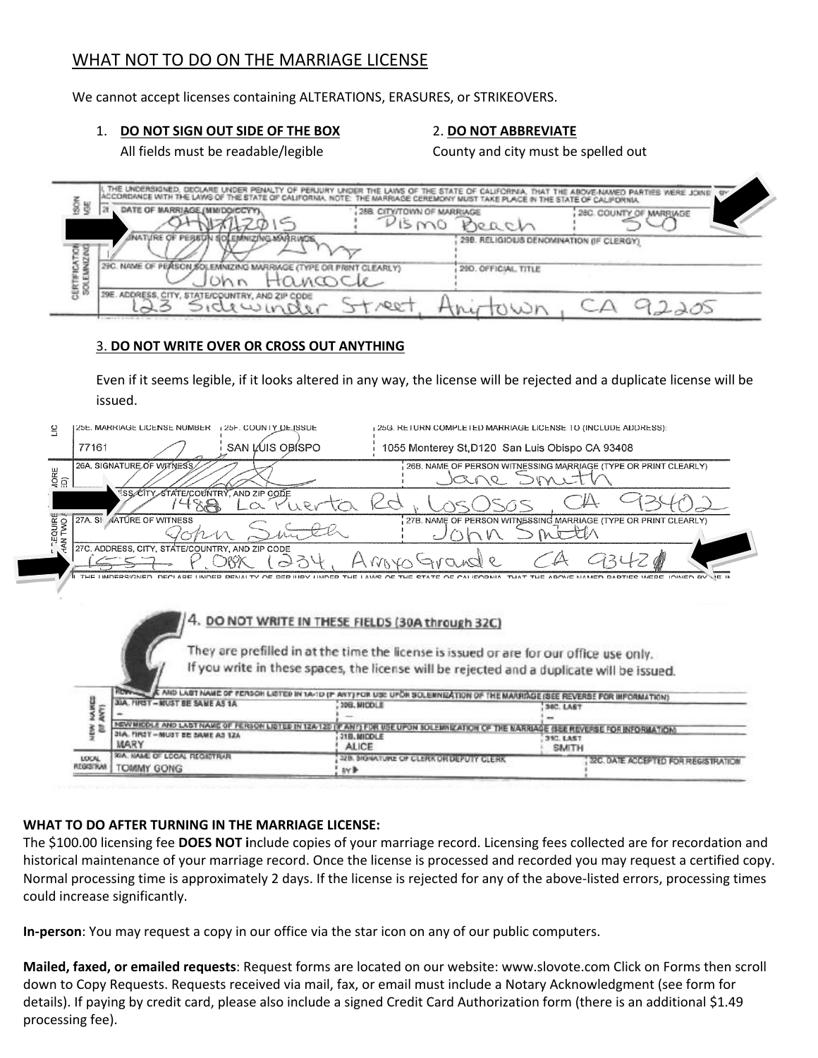# WHAT NOT TO DO ON THE MARRIAGE LICENSE

We cannot accept licenses containing ALTERATIONS, ERASURES, or STRIKEOVERS.

1. **DO NOT SIGN OUT SIDE OF THE BOX**
   All fields must be readable/legible

2. **DO NOT ABBREVIATE**
   County and city must be spelled out

3. **DO NOT WRITE OVER OR CROSS OUT ANYTHING**

   Even if it seems legible, if it looks altered in any way, the license will be rejected and a duplicate license will be issued.

4. **DO NOT WRITE IN THESE FIELDS (30A through 32C)**

   They are prefilled in at the time the license is issued or are for our office use only. If you write in these spaces, the license will be rejected and a duplicate will be issued.

**WHAT TO DO AFTER TURNING IN THE MARRIAGE LICENSE:**

The $100.00 licensing fee **DOES NOT i**nclude copies of your marriage record. Licensing fees collected are for recordation and historical maintenance of your marriage record. Once the license is processed and recorded you may request a certified copy. Normal processing time is approximately 2 days. If the license is rejected for any of the above-listed errors, processing times could increase significantly.

**In-person**: You may request a copy in our office via the star icon on any of our public computers.

**Mailed, faxed, or emailed requests**: Request forms are located on our website: www.slovote.com Click on Forms then scroll down to Copy Requests. Requests received via mail, fax, or email must include a Notary Acknowledgment (see form for details). If paying by credit card, please also include a signed Credit Card Authorization form (there is an additional $1.49 processing fee).